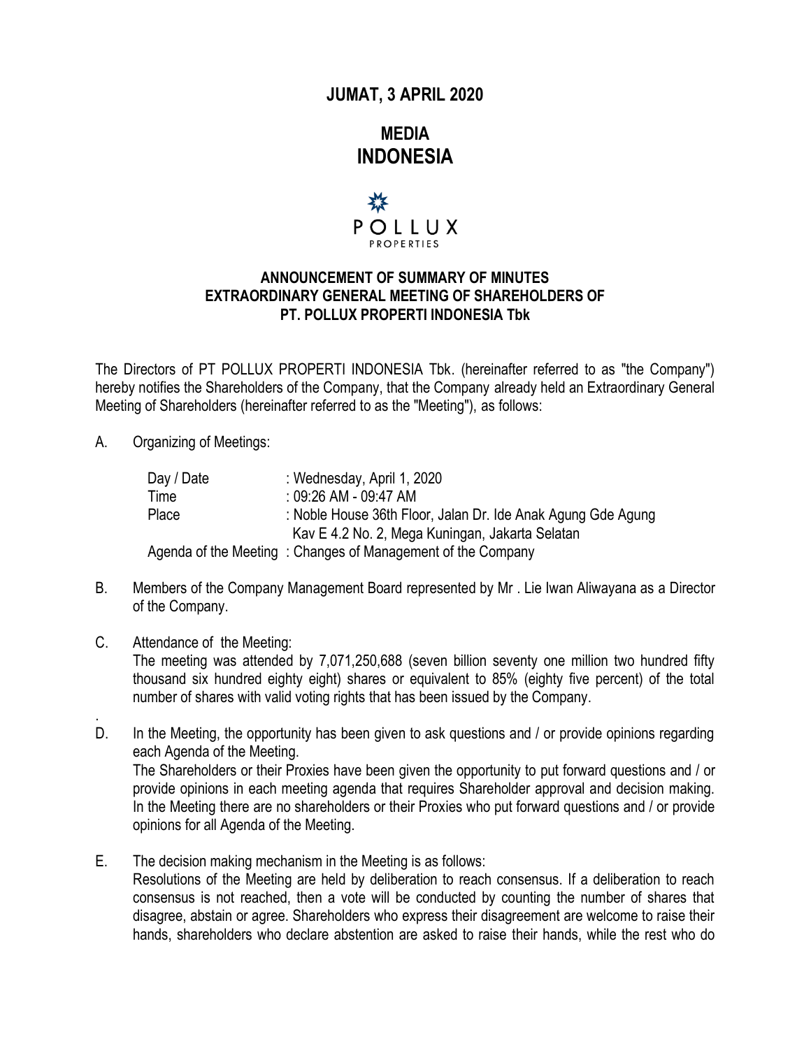**JUMAT, 3 APRIL 2020**

**MEDIA INDONESIA**

POLLUX PROPERTIES

## ANNOUNCEMENT OF SUMMARY OF MINUTES EXTRAORDINARY GENERAL MEETING OF SHAREHOLDERS OF PT. POLLUX PROPERTI INDONESIA Tbk

The Directors of PT POLLUX PROPERTI INDONESIA Tbk. (hereinafter referred to as "the Company") hereby notifies the Shareholders of the Company, that the Company already held an Extraordinary General Meeting of Shareholders (hereinafter referred to as the "Meeting"), as follows:

A. Organizing of Meetings:

Day / Date : Wednesday, April 1, 2020
Time : 09:26 AM - 09:47 AM
Place : Noble House 36th Floor, Jalan Dr. Ide Anak Agung Gde Agung Kav E 4.2 No. 2, Mega Kuningan, Jakarta Selatan
Agenda of the Meeting : Changes of Management of the Company

B. Members of the Company Management Board represented by Mr . Lie Iwan Aliwayana as a Director of the Company.

C. Attendance of the Meeting:
The meeting was attended by 7,071,250,688 (seven billion seventy one million two hundred fifty thousand six hundred eighty eight) shares or equivalent to 85% (eighty five percent) of the total number of shares with valid voting rights that has been issued by the Company.

D. In the Meeting, the opportunity has been given to ask questions and / or provide opinions regarding each Agenda of the Meeting.
The Shareholders or their Proxies have been given the opportunity to put forward questions and / or provide opinions in each meeting agenda that requires Shareholder approval and decision making. In the Meeting there are no shareholders or their Proxies who put forward questions and / or provide opinions for all Agenda of the Meeting.

E. The decision making mechanism in the Meeting is as follows:
Resolutions of the Meeting are held by deliberation to reach consensus. If a deliberation to reach consensus is not reached, then a vote will be conducted by counting the number of shares that disagree, abstain or agree. Shareholders who express their disagreement are welcome to raise their hands, shareholders who declare abstention are asked to raise their hands, while the rest who do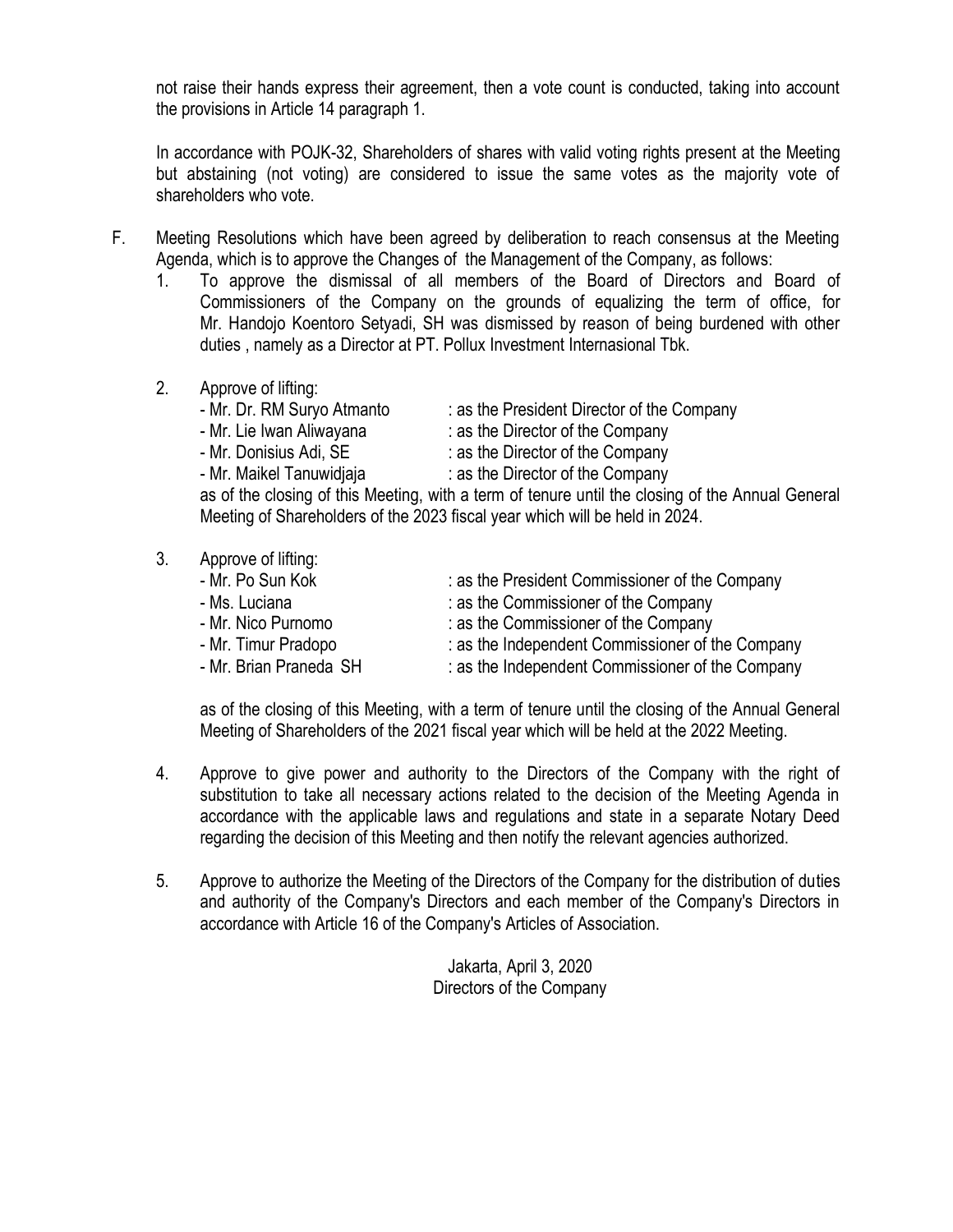not raise their hands express their agreement, then a vote count is conducted, taking into account the provisions in Article 14 paragraph 1.

In accordance with POJK-32, Shareholders of shares with valid voting rights present at the Meeting but abstaining (not voting) are considered to issue the same votes as the majority vote of shareholders who vote.

F. Meeting Resolutions which have been agreed by deliberation to reach consensus at the Meeting Agenda, which is to approve the Changes of the Management of the Company, as follows:

1. To approve the dismissal of all members of the Board of Directors and Board of Commissioners of the Company on the grounds of equalizing the term of office, for Mr. Handojo Koentoro Setyadi, SH was dismissed by reason of being burdened with other duties , namely as a Director at PT. Pollux Investment Internasional Tbk.

2. Approve of lifting:
   - Mr. Dr. RM Suryo Atmanto : as the President Director of the Company
   - Mr. Lie Iwan Aliwayana : as the Director of the Company
   - Mr. Donisius Adi, SE : as the Director of the Company
   - Mr. Maikel Tanuwidjaja : as the Director of the Company

   as of the closing of this Meeting, with a term of tenure until the closing of the Annual General Meeting of Shareholders of the 2023 fiscal year which will be held in 2024.

3. Approve of lifting:
   - Mr. Po Sun Kok : as the President Commissioner of the Company
   - Ms. Luciana : as the Commissioner of the Company
   - Mr. Nico Purnomo : as the Commissioner of the Company
   - Mr. Timur Pradopo : as the Independent Commissioner of the Company
   - Mr. Brian Praneda SH : as the Independent Commissioner of the Company

   as of the closing of this Meeting, with a term of tenure until the closing of the Annual General Meeting of Shareholders of the 2021 fiscal year which will be held at the 2022 Meeting.

4. Approve to give power and authority to the Directors of the Company with the right of substitution to take all necessary actions related to the decision of the Meeting Agenda in accordance with the applicable laws and regulations and state in a separate Notary Deed regarding the decision of this Meeting and then notify the relevant agencies authorized.

5. Approve to authorize the Meeting of the Directors of the Company for the distribution of duties and authority of the Company's Directors and each member of the Company's Directors in accordance with Article 16 of the Company's Articles of Association.

Jakarta, April 3, 2020
Directors of the Company